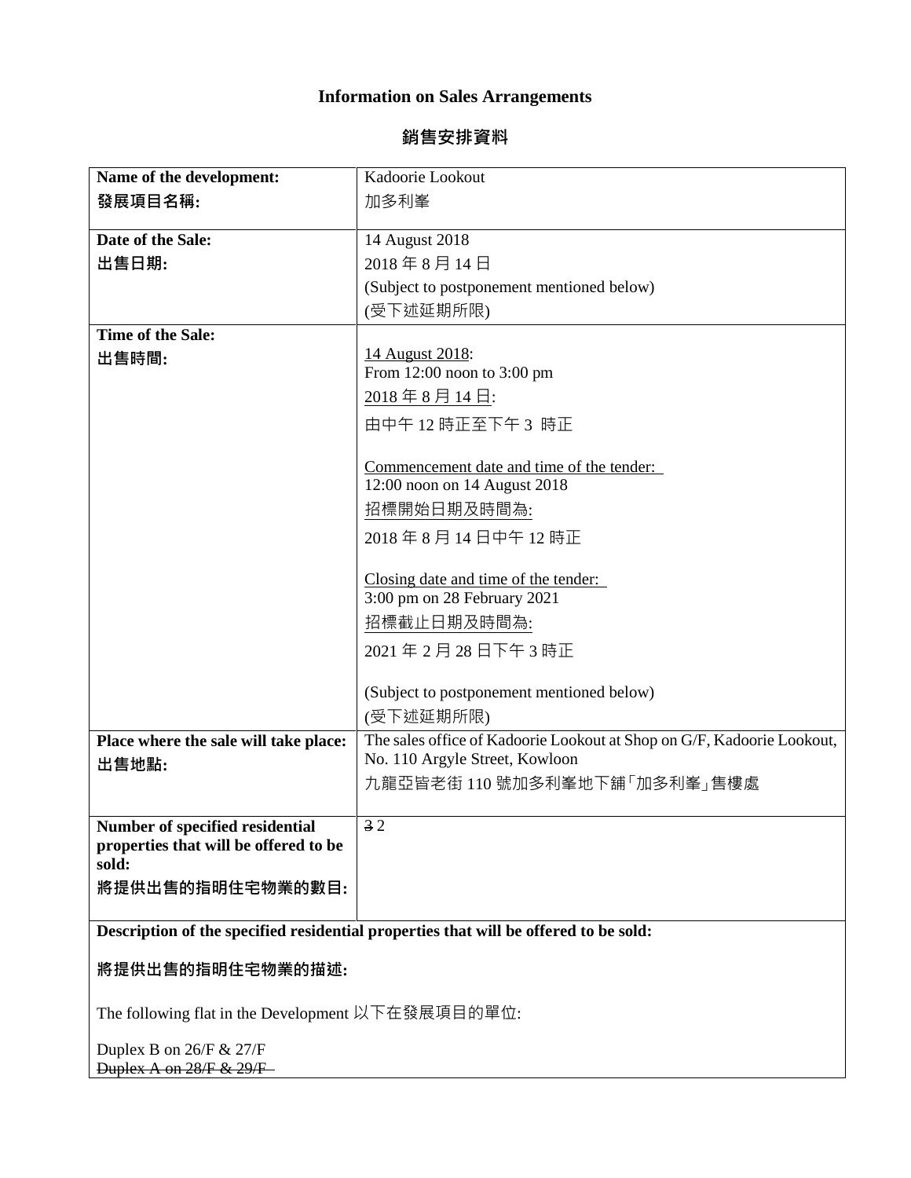# Information on Sales Arrangements

## 銷售安排資料

| Name of the development:<br>發展項目名稱: | Kadoorie Lookout<br>加多利峯 |
|---|---|
| Date of the Sale:<br>出售日期: | 14 August 2018<br>2018 年 8 月 14 日<br>(Subject to postponement mentioned below)<br>(受下述延期所限) |
| Time of the Sale:<br>出售時間: | 14 August 2018:<br>From 12:00 noon to 3:00 pm<br>2018 年 8 月 14 日:<br>由中午 12 時正至下午 3 時正<br><br>Commencement date and time of the tender:<br>12:00 noon on 14 August 2018<br>招標開始日期及時間為:<br>2018 年 8 月 14 日中午 12 時正<br><br>Closing date and time of the tender:<br>3:00 pm on 28 February 2021<br>招標截止日期及時間為:<br>2021 年 2 月 28 日下午 3 時正<br><br>(Subject to postponement mentioned below)<br>(受下述延期所限) |
| Place where the sale will take place:<br>出售地點: | The sales office of Kadoorie Lookout at Shop on G/F, Kadoorie Lookout, No. 110 Argyle Street, Kowloon<br>九龍亞皆老街 110 號加多利峯地下舖「加多利峯」售樓處 |
| Number of specified residential properties that will be offered to be sold:<br>將提供出售的指明住宅物業的數目: | ~~3~~ 2 |

**Description of the specified residential properties that will be offered to be sold:**

**將提供出售的指明住宅物業的描述:**

The following flat in the Development 以下在發展項目的單位:

Duplex B on 26/F & 27/F
~~Duplex A on 28/F & 29/F~~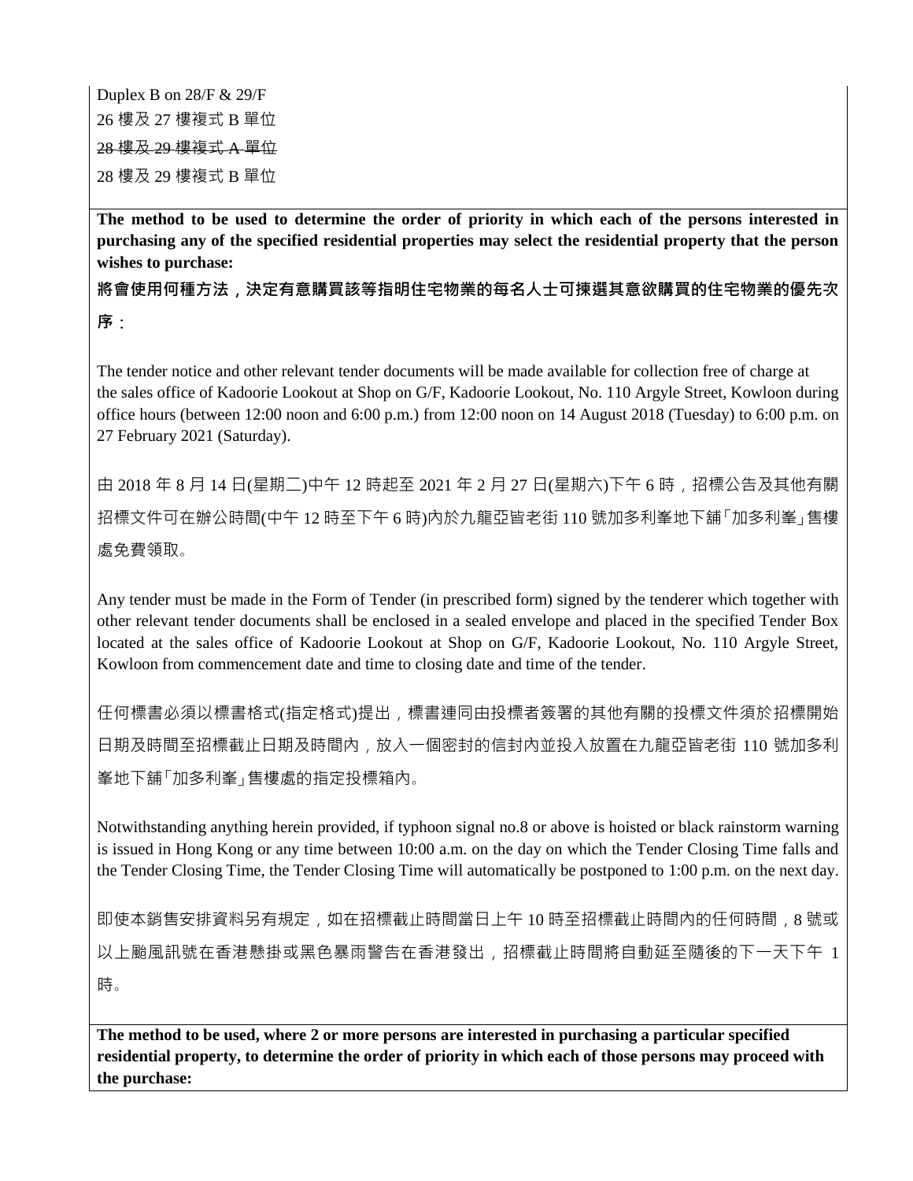Duplex B on 28/F & 29/F

26 樓及 27 樓複式 B 單位

~~28 樓及 29 樓複式 A 單位~~

28 樓及 29 樓複式 B 單位

**The method to be used to determine the order of priority in which each of the persons interested in purchasing any of the specified residential properties may select the residential property that the person wishes to purchase:**

**將會使用何種方法，決定有意購買該等指明住宅物業的每名人士可揀選其意欲購買的住宅物業的優先次序：**

The tender notice and other relevant tender documents will be made available for collection free of charge at the sales office of Kadoorie Lookout at Shop on G/F, Kadoorie Lookout, No. 110 Argyle Street, Kowloon during office hours (between 12:00 noon and 6:00 p.m.) from 12:00 noon on 14 August 2018 (Tuesday) to 6:00 p.m. on 27 February 2021 (Saturday).

由 2018 年 8 月 14 日(星期二)中午 12 時起至 2021 年 2 月 27 日(星期六)下午 6 時，招標公告及其他有關招標文件可在辦公時間(中午 12 時至下午 6 時)內於九龍亞皆老街 110 號加多利峯地下舖「加多利峯」售樓處免費領取。

Any tender must be made in the Form of Tender (in prescribed form) signed by the tenderer which together with other relevant tender documents shall be enclosed in a sealed envelope and placed in the specified Tender Box located at the sales office of Kadoorie Lookout at Shop on G/F, Kadoorie Lookout, No. 110 Argyle Street, Kowloon from commencement date and time to closing date and time of the tender.

任何標書必須以標書格式(指定格式)提出，標書連同由投標者簽署的其他有關的投標文件須於招標開始日期及時間至招標截止日期及時間內，放入一個密封的信封內並投入放置在九龍亞皆老街 110 號加多利峯地下舖「加多利峯」售樓處的指定投標箱內。

Notwithstanding anything herein provided, if typhoon signal no.8 or above is hoisted or black rainstorm warning is issued in Hong Kong or any time between 10:00 a.m. on the day on which the Tender Closing Time falls and the Tender Closing Time, the Tender Closing Time will automatically be postponed to 1:00 p.m. on the next day.

即使本銷售安排資料另有規定，如在招標截止時間當日上午 10 時至招標截止時間內的任何時間，8 號或以上颱風訊號在香港懸掛或黑色暴雨警告在香港發出，招標截止時間將自動延至隨後的下一天下午 1 時。

**The method to be used, where 2 or more persons are interested in purchasing a particular specified residential property, to determine the order of priority in which each of those persons may proceed with the purchase:**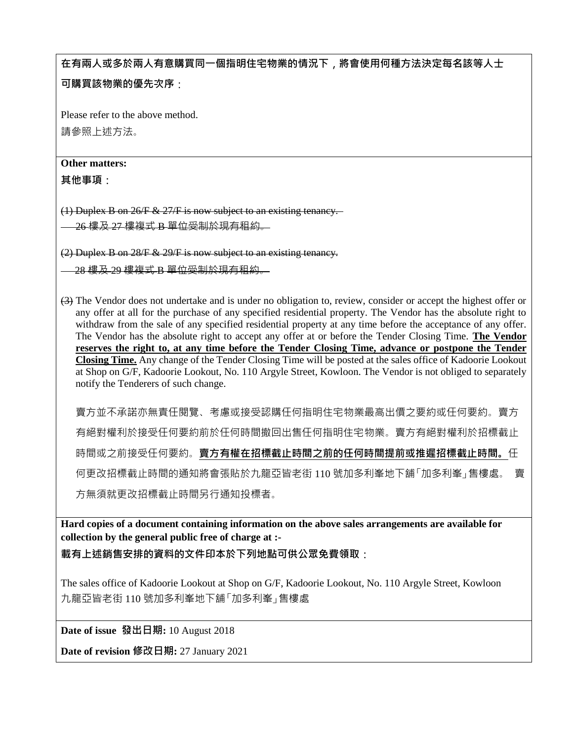**在有兩人或多於兩人有意購買同一個指明住宅物業的情況下，將會使用何種方法決定每名該等人士可購買該物業的優先次序：**

Please refer to the above method.

請參照上述方法。

**Other matters:**

**其他事項：**

~~(1) Duplex B on 26/F & 27/F is now subject to an existing tenancy.~~

~~26 樓及 27 樓複式 B 單位受制於現有租約。~~

~~(2) Duplex B on 28/F & 29/F is now subject to an existing tenancy.~~

~~28 樓及 29 樓複式 B 單位受制於現有租約。~~

~~(3)~~ The Vendor does not undertake and is under no obligation to, review, consider or accept the highest offer or any offer at all for the purchase of any specified residential property. The Vendor has the absolute right to withdraw from the sale of any specified residential property at any time before the acceptance of any offer. The Vendor has the absolute right to accept any offer at or before the Tender Closing Time. **The Vendor reserves the right to, at any time before the Tender Closing Time, advance or postpone the Tender Closing Time.** Any change of the Tender Closing Time will be posted at the sales office of Kadoorie Lookout at Shop on G/F, Kadoorie Lookout, No. 110 Argyle Street, Kowloon. The Vendor is not obliged to separately notify the Tenderers of such change.

賣方並不承諾亦無責任閱覽、考慮或接受認購任何指明住宅物業最高出價之要約或任何要約。賣方有絕對權利於接受任何要約前於任何時間撤回出售任何指明住宅物業。賣方有絕對權利於招標截止時間或之前接受任何要約。**賣方有權在招標截止時間之前的任何時間提前或推遲招標截止時間。**任何更改招標截止時間的通知將會張貼於九龍亞皆老街 110 號加多利峯地下舖「加多利峯」售樓處。 賣方無須就更改招標截止時間另行通知投標者。

**Hard copies of a document containing information on the above sales arrangements are available for collection by the general public free of charge at :-**

**載有上述銷售安排的資料的文件印本於下列地點可供公眾免費領取：**

The sales office of Kadoorie Lookout at Shop on G/F, Kadoorie Lookout, No. 110 Argyle Street, Kowloon

九龍亞皆老街 110 號加多利峯地下舖「加多利峯」售樓處

**Date of issue 發出日期:** 10 August 2018

**Date of revision 修改日期:** 27 January 2021